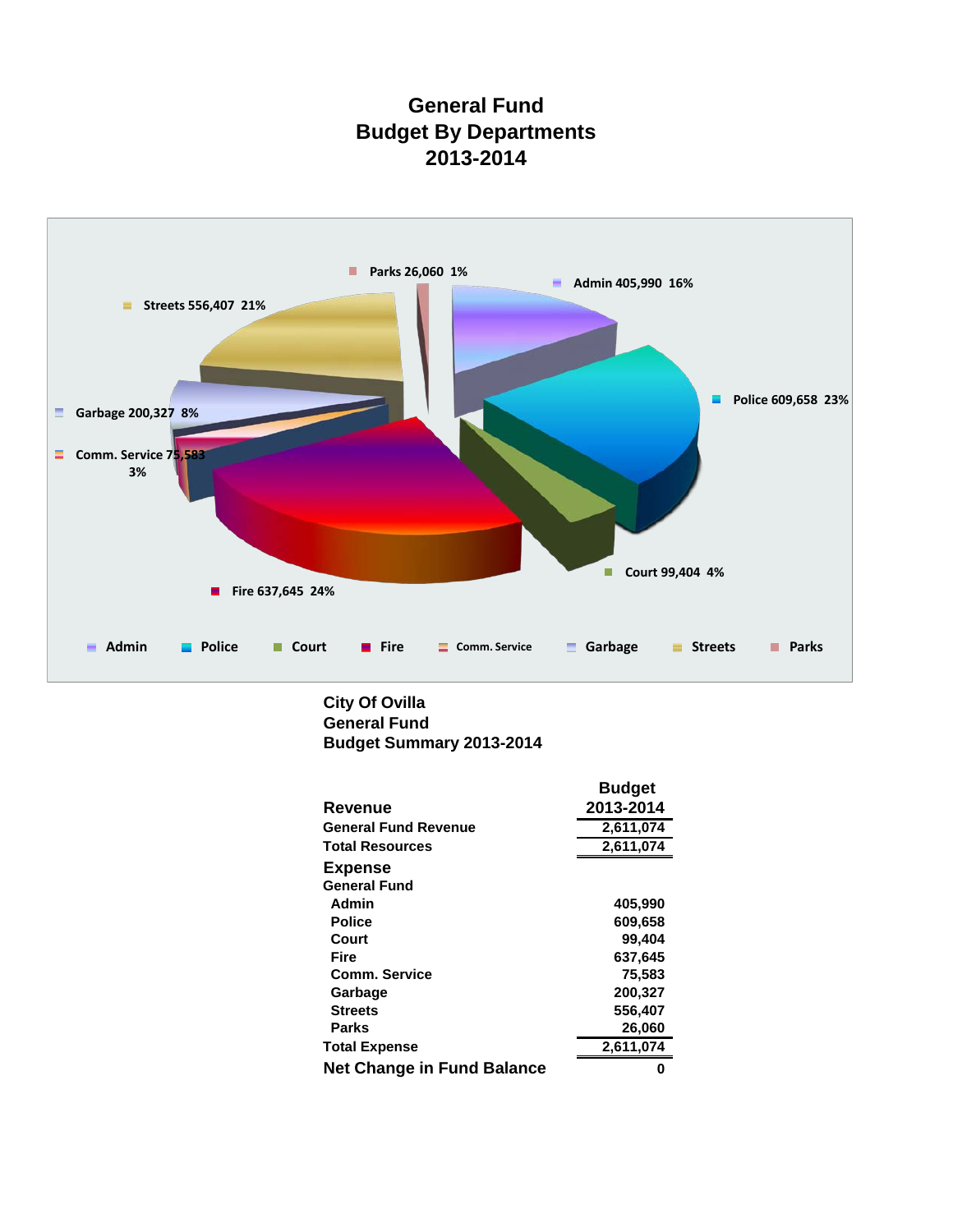# General Fund
# Budget By Departments
# 2013-2014

Parks 26,060 1%

Admin 405,990 16%

Streets 556,407 21%

Police 609,658 23%

Garbage 200,327 8%

Comm. Service 75,583 3%

Court 99,404 4%

Fire 637,645 24%

Admin | Police | Court | Fire | Comm. Service | Garbage | Streets | Parks

## City Of Ovilla
## General Fund
## Budget Summary 2013-2014

| | Budget 2013-2014 |
|---|---|
| **Revenue** | |
| General Fund Revenue | 2,611,074 |
| Total Resources | 2,611,074 |
| **Expense** | |
| General Fund | |
| Admin | 405,990 |
| Police | 609,658 |
| Court | 99,404 |
| Fire | 637,645 |
| Comm. Service | 75,583 |
| Garbage | 200,327 |
| Streets | 556,407 |
| Parks | 26,060 |
| Total Expense | 2,611,074 |
| **Net Change in Fund Balance** | 0 |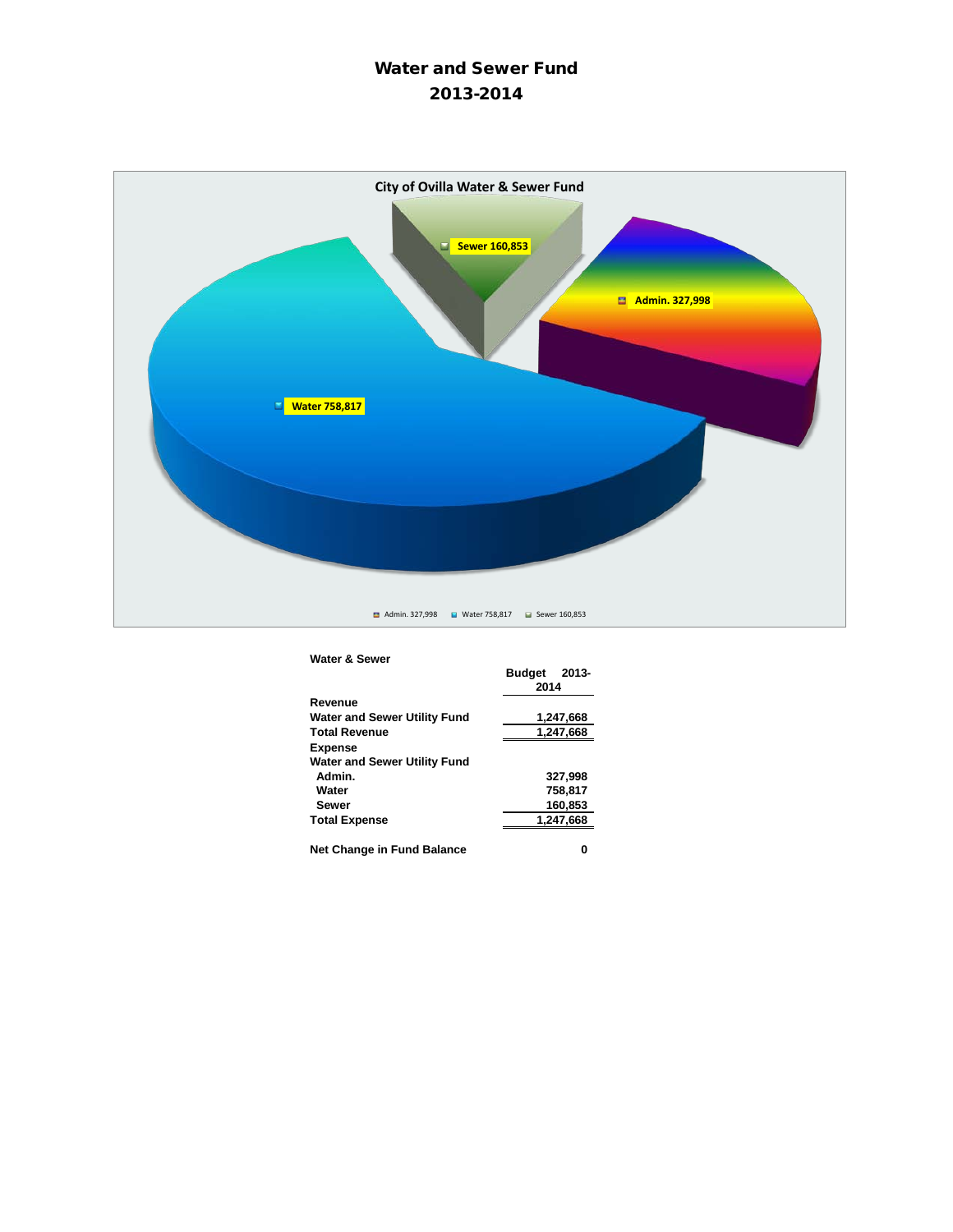# Water and Sewer Fund
# 2013-2014

City of Ovilla Water & Sewer Fund

Sewer 160,853

Admin. 327,998

Water 758,817

Admin. 327,998 Water 758,817 Sewer 160,853

**Water & Sewer**

| | Budget 2013-2014 |
|---|---|
| **Revenue** | |
| **Water and Sewer Utility Fund** | **1,247,668** |
| **Total Revenue** | **1,247,668** |
| **Expense** | |
| **Water and Sewer Utility Fund** | |
| **Admin.** | **327,998** |
| **Water** | **758,817** |
| **Sewer** | **160,853** |
| **Total Expense** | **1,247,668** |
| | |
| **Net Change in Fund Balance** | **0** |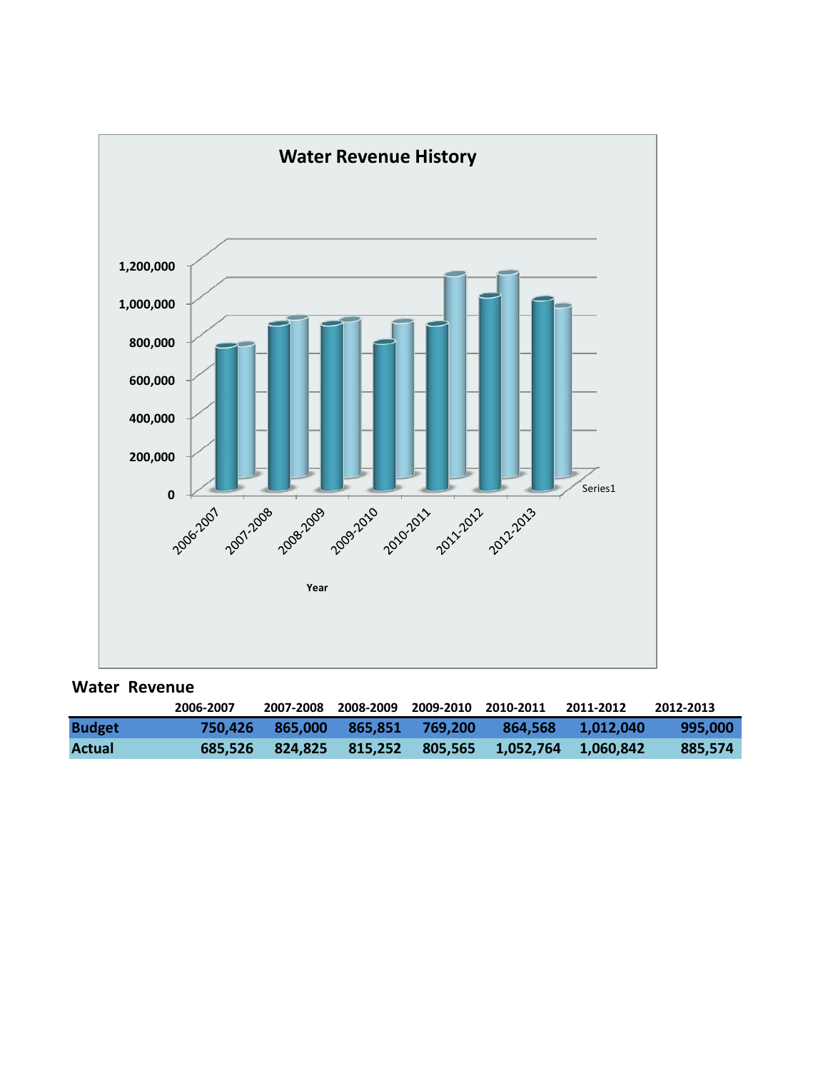## Water Revenue History

### Water Revenue

| | 2006-2007 | 2007-2008 | 2008-2009 | 2009-2010 | 2010-2011 | 2011-2012 | 2012-2013 |
|---|---|---|---|---|---|---|---|
| **Budget** | 750,426 | 865,000 | 865,851 | 769,200 | 864,568 | 1,012,040 | 995,000 |
| **Actual** | 685,526 | 824,825 | 815,252 | 805,565 | 1,052,764 | 1,060,842 | 885,574 |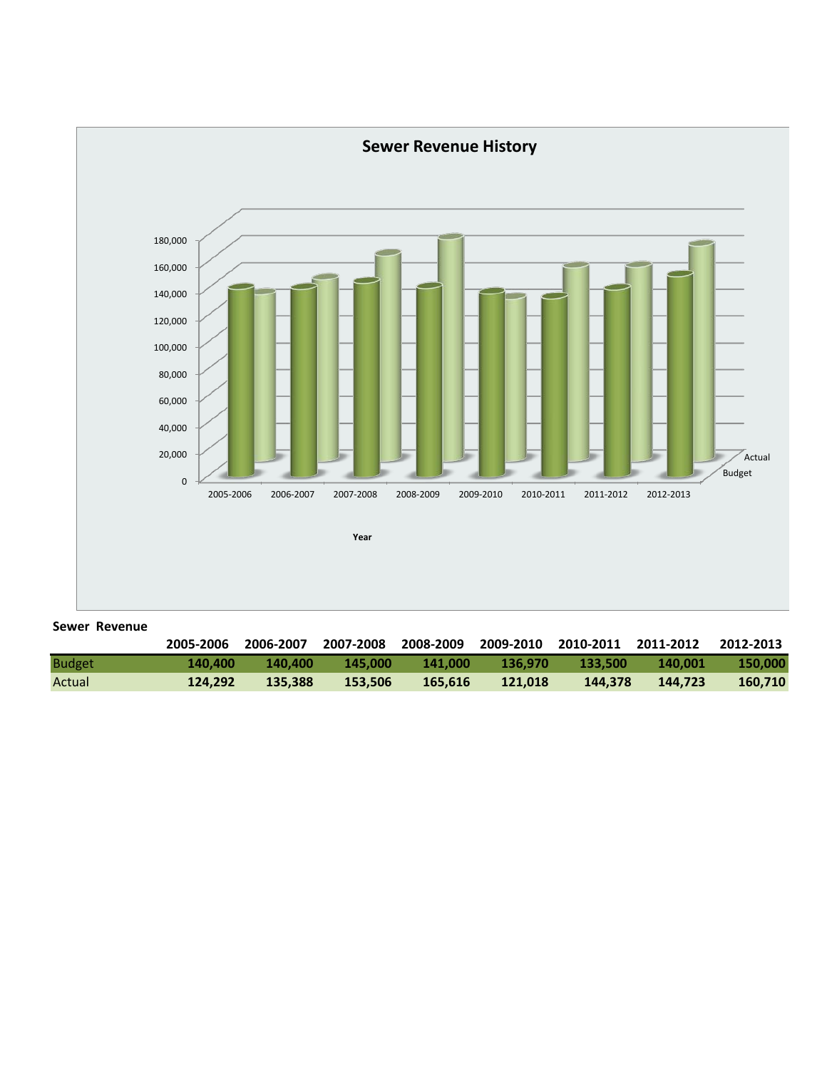## Sewer Revenue History

180,000
160,000
140,000
120,000
100,000
80,000
60,000
40,000
20,000
0

2005-2006 2006-2007 2007-2008 2008-2009 2009-2010 2010-2011 2011-2012 2012-2013

Actual
Budget

Year

**Sewer Revenue**

| | 2005-2006 | 2006-2007 | 2007-2008 | 2008-2009 | 2009-2010 | 2010-2011 | 2011-2012 | 2012-2013 |
|---|---|---|---|---|---|---|---|---|
| Budget | 140,400 | 140,400 | 145,000 | 141,000 | 136,970 | 133,500 | 140,001 | 150,000 |
| Actual | 124,292 | 135,388 | 153,506 | 165,616 | 121,018 | 144,378 | 144,723 | 160,710 |